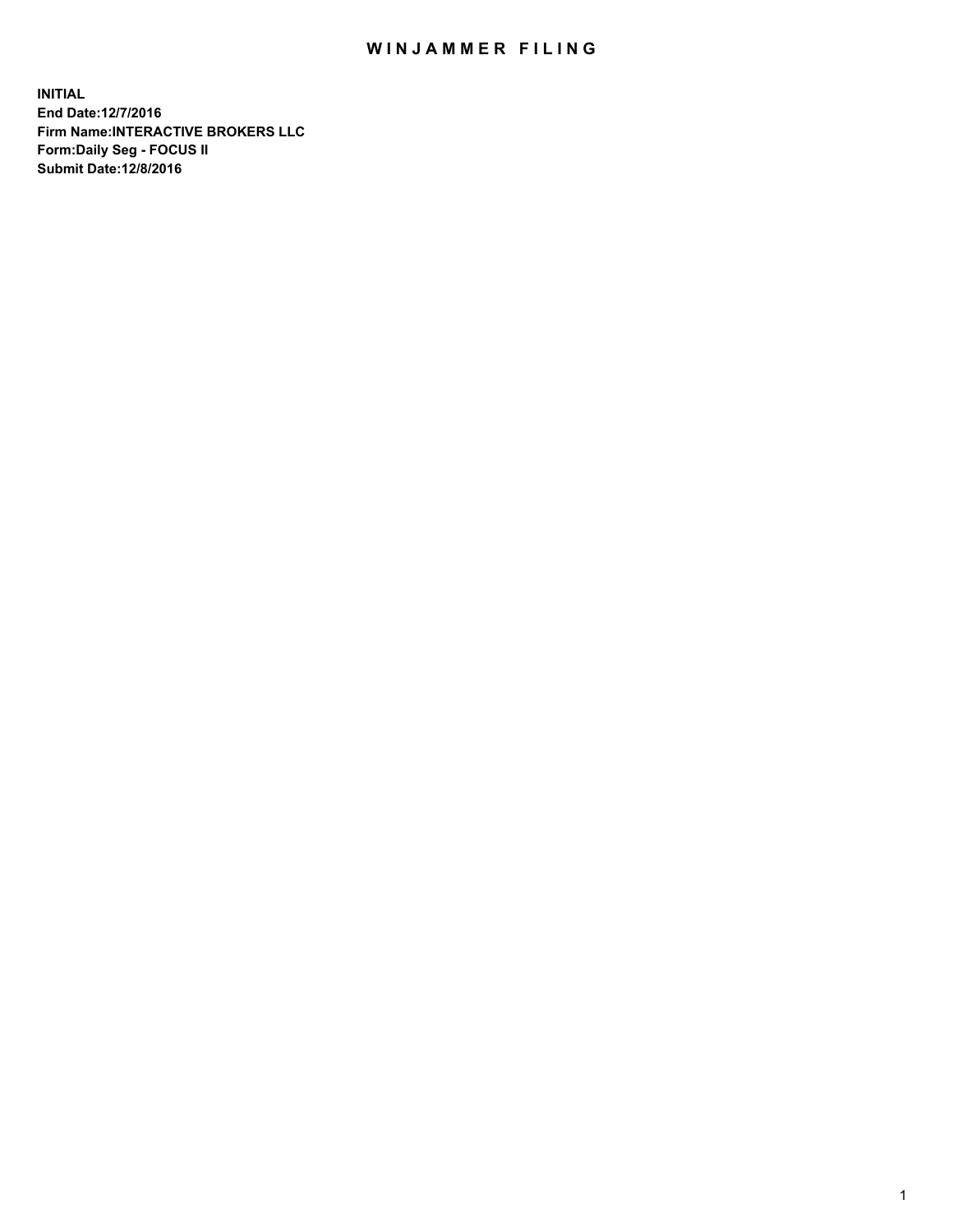# WINJAMMER FILING

**INITIAL**
**End Date:12/7/2016**
**Firm Name:INTERACTIVE BROKERS LLC**
**Form:Daily Seg - FOCUS II**
**Submit Date:12/8/2016**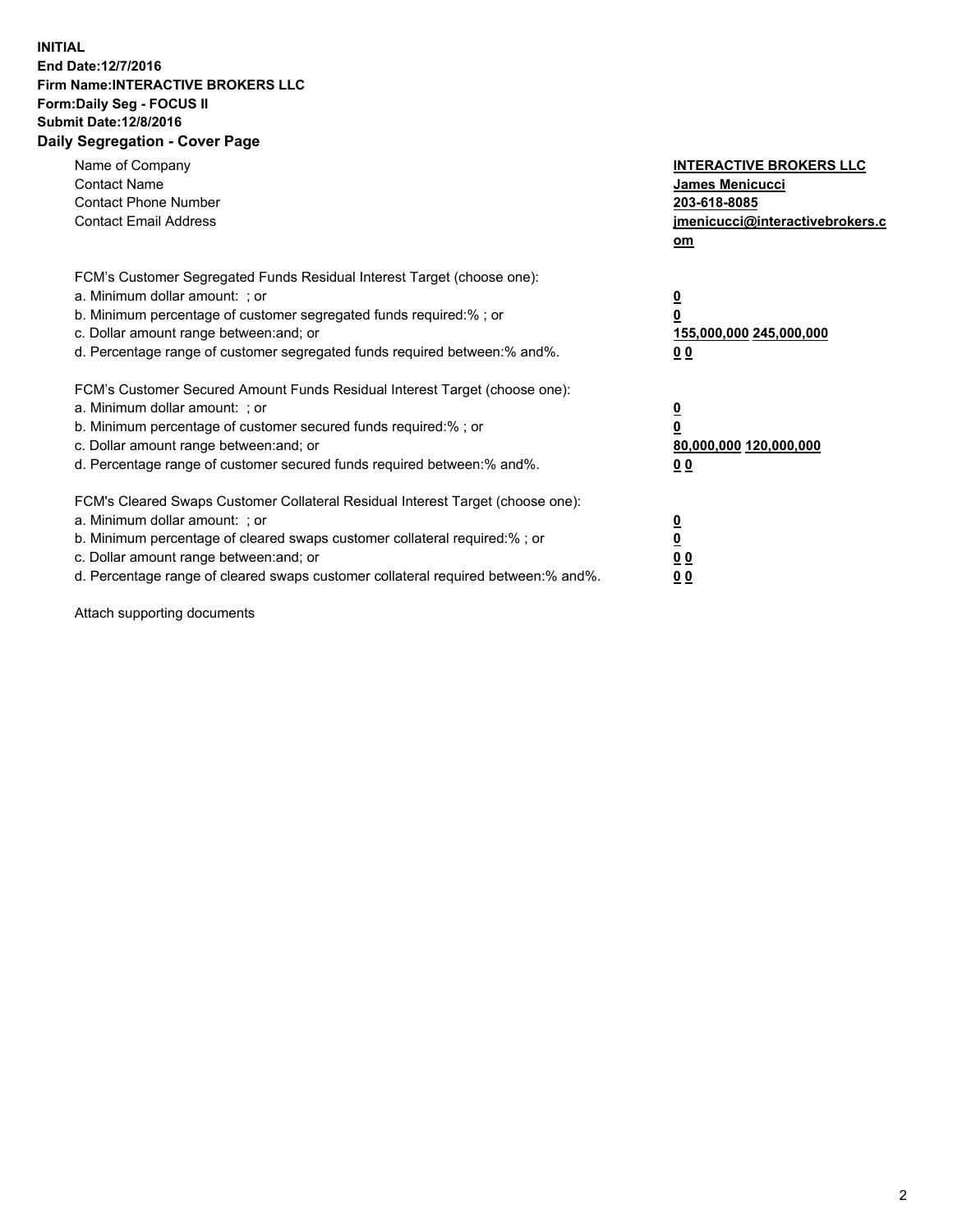**INITIAL**
**End Date:12/7/2016**
**Firm Name:INTERACTIVE BROKERS LLC**
**Form:Daily Seg - FOCUS II**
**Submit Date:12/8/2016**
**Daily Segregation - Cover Page**

| | |
|---|---|
| Name of Company | **INTERACTIVE BROKERS LLC** |
| Contact Name | **James Menicucci** |
| Contact Phone Number | **203-618-8085** |
| Contact Email Address | **jmenicucci@interactivebrokers.com** |

FCM's Customer Segregated Funds Residual Interest Target (choose one):

| | |
|---|---|
| a. Minimum dollar amount: ; or | **0** |
| b. Minimum percentage of customer segregated funds required:% ; or | **0** |
| c. Dollar amount range between:and; or | **155,000,000** **245,000,000** |
| d. Percentage range of customer segregated funds required between:% and%. | **0** **0** |

FCM's Customer Secured Amount Funds Residual Interest Target (choose one):

| | |
|---|---|
| a. Minimum dollar amount: ; or | **0** |
| b. Minimum percentage of customer secured funds required:% ; or | **0** |
| c. Dollar amount range between:and; or | **80,000,000** **120,000,000** |
| d. Percentage range of customer secured funds required between:% and%. | **0** **0** |

FCM's Cleared Swaps Customer Collateral Residual Interest Target (choose one):

| | |
|---|---|
| a. Minimum dollar amount: ; or | **0** |
| b. Minimum percentage of cleared swaps customer collateral required:% ; or | **0** |
| c. Dollar amount range between:and; or | **0** **0** |
| d. Percentage range of cleared swaps customer collateral required between:% and%. | **0** **0** |

Attach supporting documents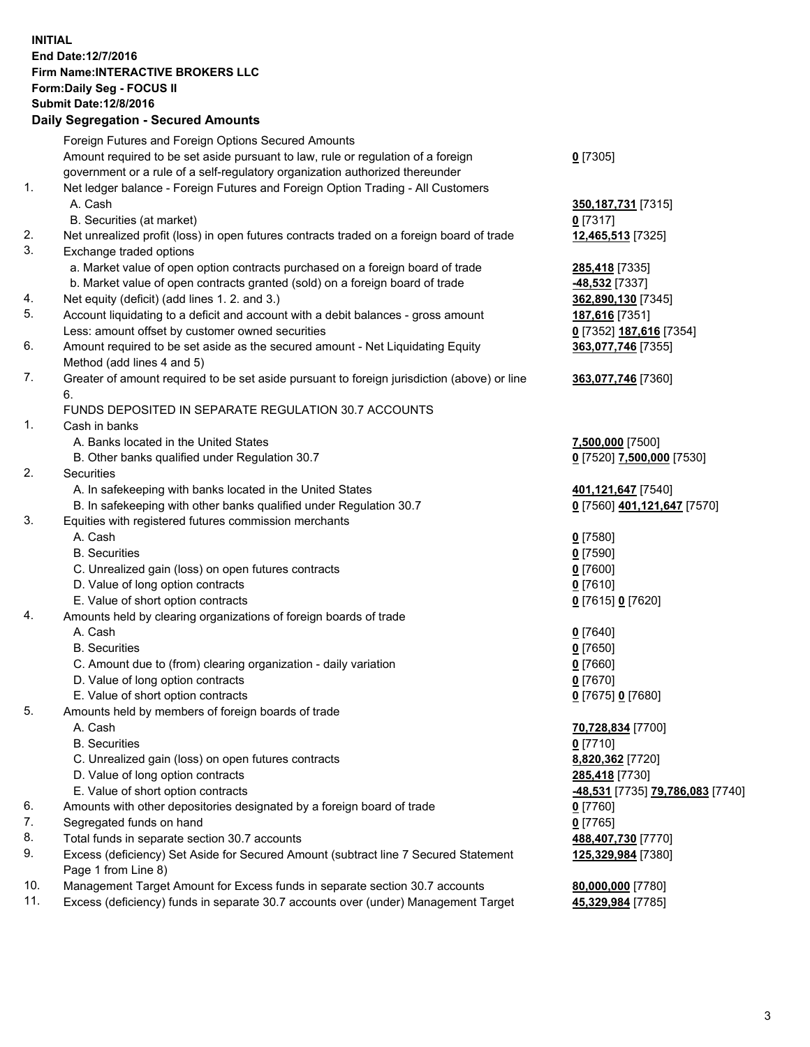**INITIAL**
**End Date:12/7/2016**
**Firm Name:INTERACTIVE BROKERS LLC**
**Form:Daily Seg - FOCUS II**
**Submit Date:12/8/2016**

### Daily Segregation - Secured Amounts

| | | |
|---|---|---|
| | Foreign Futures and Foreign Options Secured Amounts | |
| | Amount required to be set aside pursuant to law, rule or regulation of a foreign government or a rule of a self-regulatory organization authorized thereunder | **0** [7305] |
| 1. | Net ledger balance - Foreign Futures and Foreign Option Trading - All Customers | |
| | A. Cash | **350,187,731** [7315] |
| | B. Securities (at market) | **0** [7317] |
| 2. | Net unrealized profit (loss) in open futures contracts traded on a foreign board of trade | **12,465,513** [7325] |
| 3. | Exchange traded options | |
| | a. Market value of open option contracts purchased on a foreign board of trade | **285,418** [7335] |
| | b. Market value of open contracts granted (sold) on a foreign board of trade | **-48,532** [7337] |
| 4. | Net equity (deficit) (add lines 1. 2. and 3.) | **362,890,130** [7345] |
| 5. | Account liquidating to a deficit and account with a debit balances - gross amount | **187,616** [7351] |
| | Less: amount offset by customer owned securities | **0** [7352] **187,616** [7354] |
| 6. | Amount required to be set aside as the secured amount - Net Liquidating Equity Method (add lines 4 and 5) | **363,077,746** [7355] |
| 7. | Greater of amount required to be set aside pursuant to foreign jurisdiction (above) or line 6. | **363,077,746** [7360] |
| | FUNDS DEPOSITED IN SEPARATE REGULATION 30.7 ACCOUNTS | |
| 1. | Cash in banks | |
| | A. Banks located in the United States | **7,500,000** [7500] |
| | B. Other banks qualified under Regulation 30.7 | **0** [7520] **7,500,000** [7530] |
| 2. | Securities | |
| | A. In safekeeping with banks located in the United States | **401,121,647** [7540] |
| | B. In safekeeping with other banks qualified under Regulation 30.7 | **0** [7560] **401,121,647** [7570] |
| 3. | Equities with registered futures commission merchants | |
| | A. Cash | **0** [7580] |
| | B. Securities | **0** [7590] |
| | C. Unrealized gain (loss) on open futures contracts | **0** [7600] |
| | D. Value of long option contracts | **0** [7610] |
| | E. Value of short option contracts | **0** [7615] **0** [7620] |
| 4. | Amounts held by clearing organizations of foreign boards of trade | |
| | A. Cash | **0** [7640] |
| | B. Securities | **0** [7650] |
| | C. Amount due to (from) clearing organization - daily variation | **0** [7660] |
| | D. Value of long option contracts | **0** [7670] |
| | E. Value of short option contracts | **0** [7675] **0** [7680] |
| 5. | Amounts held by members of foreign boards of trade | |
| | A. Cash | **70,728,834** [7700] |
| | B. Securities | **0** [7710] |
| | C. Unrealized gain (loss) on open futures contracts | **8,820,362** [7720] |
| | D. Value of long option contracts | **285,418** [7730] |
| | E. Value of short option contracts | **-48,531** [7735] **79,786,083** [7740] |
| 6. | Amounts with other depositories designated by a foreign board of trade | **0** [7760] |
| 7. | Segregated funds on hand | **0** [7765] |
| 8. | Total funds in separate section 30.7 accounts | **488,407,730** [7770] |
| 9. | Excess (deficiency) Set Aside for Secured Amount (subtract line 7 Secured Statement Page 1 from Line 8) | **125,329,984** [7380] |
| 10. | Management Target Amount for Excess funds in separate section 30.7 accounts | **80,000,000** [7780] |
| 11. | Excess (deficiency) funds in separate 30.7 accounts over (under) Management Target | **45,329,984** [7785] |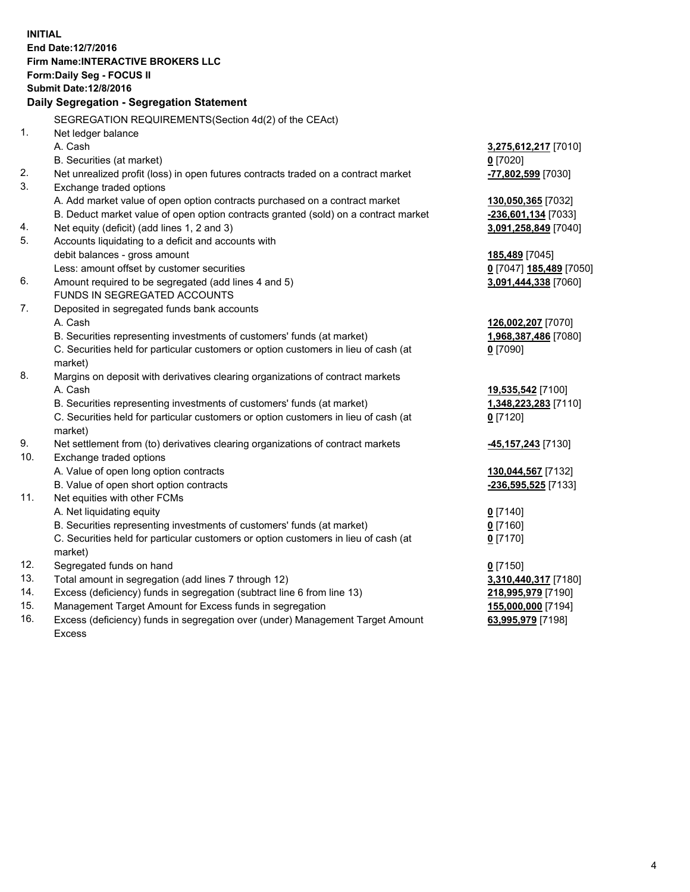**INITIAL**
**End Date:12/7/2016**
**Firm Name:INTERACTIVE BROKERS LLC**
**Form:Daily Seg - FOCUS II**
**Submit Date:12/8/2016**

**Daily Segregation - Segregation Statement**

| | | |
|---|---|---|
| | SEGREGATION REQUIREMENTS(Section 4d(2) of the CEAct) | |
| 1. | Net ledger balance | |
| | A. Cash | **3,275,612,217** [7010] |
| | B. Securities (at market) | **0** [7020] |
| 2. | Net unrealized profit (loss) in open futures contracts traded on a contract market | **-77,802,599** [7030] |
| 3. | Exchange traded options | |
| | A. Add market value of open option contracts purchased on a contract market | **130,050,365** [7032] |
| | B. Deduct market value of open option contracts granted (sold) on a contract market | **-236,601,134** [7033] |
| 4. | Net equity (deficit) (add lines 1, 2 and 3) | **3,091,258,849** [7040] |
| 5. | Accounts liquidating to a deficit and accounts with debit balances - gross amount | **185,489** [7045] |
| | Less: amount offset by customer securities | **0** [7047] **185,489** [7050] |
| 6. | Amount required to be segregated (add lines 4 and 5) | **3,091,444,338** [7060] |
| | FUNDS IN SEGREGATED ACCOUNTS | |
| 7. | Deposited in segregated funds bank accounts | |
| | A. Cash | **126,002,207** [7070] |
| | B. Securities representing investments of customers' funds (at market) | **1,968,387,486** [7080] |
| | C. Securities held for particular customers or option customers in lieu of cash (at market) | **0** [7090] |
| 8. | Margins on deposit with derivatives clearing organizations of contract markets | |
| | A. Cash | **19,535,542** [7100] |
| | B. Securities representing investments of customers' funds (at market) | **1,348,223,283** [7110] |
| | C. Securities held for particular customers or option customers in lieu of cash (at market) | **0** [7120] |
| 9. | Net settlement from (to) derivatives clearing organizations of contract markets | **-45,157,243** [7130] |
| 10. | Exchange traded options | |
| | A. Value of open long option contracts | **130,044,567** [7132] |
| | B. Value of open short option contracts | **-236,595,525** [7133] |
| 11. | Net equities with other FCMs | |
| | A. Net liquidating equity | **0** [7140] |
| | B. Securities representing investments of customers' funds (at market) | **0** [7160] |
| | C. Securities held for particular customers or option customers in lieu of cash (at market) | **0** [7170] |
| 12. | Segregated funds on hand | **0** [7150] |
| 13. | Total amount in segregation (add lines 7 through 12) | **3,310,440,317** [7180] |
| 14. | Excess (deficiency) funds in segregation (subtract line 6 from line 13) | **218,995,979** [7190] |
| 15. | Management Target Amount for Excess funds in segregation | **155,000,000** [7194] |
| 16. | Excess (deficiency) funds in segregation over (under) Management Target Amount Excess | **63,995,979** [7198] |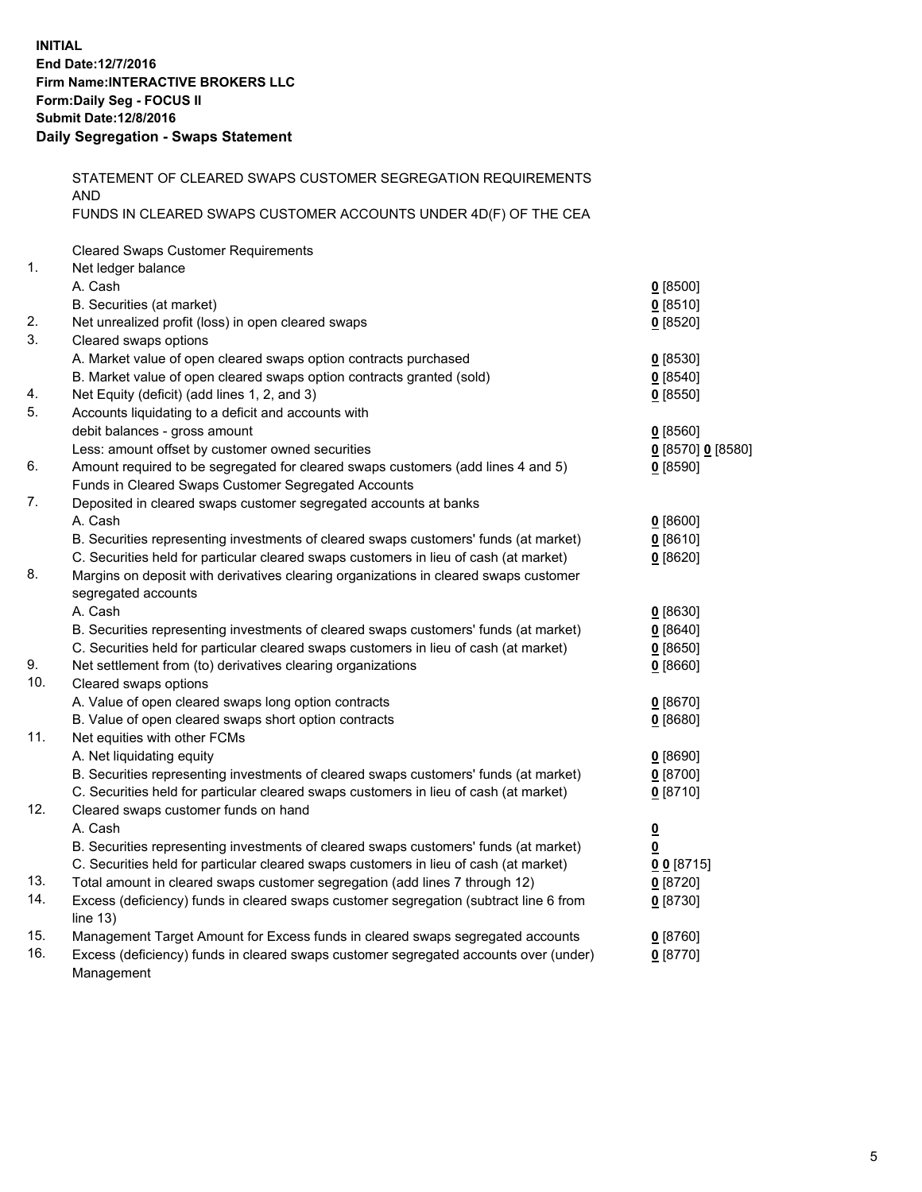**INITIAL**
**End Date:12/7/2016**
**Firm Name:INTERACTIVE BROKERS LLC**
**Form:Daily Seg - FOCUS II**
**Submit Date:12/8/2016**
**Daily Segregation - Swaps Statement**

STATEMENT OF CLEARED SWAPS CUSTOMER SEGREGATION REQUIREMENTS AND FUNDS IN CLEARED SWAPS CUSTOMER ACCOUNTS UNDER 4D(F) OF THE CEA

| | | |
|---|---|---|
| | Cleared Swaps Customer Requirements | |
| 1. | Net ledger balance | |
| | A. Cash | 0 [8500] |
| | B. Securities (at market) | 0 [8510] |
| 2. | Net unrealized profit (loss) in open cleared swaps | 0 [8520] |
| 3. | Cleared swaps options | |
| | A. Market value of open cleared swaps option contracts purchased | 0 [8530] |
| | B. Market value of open cleared swaps option contracts granted (sold) | 0 [8540] |
| 4. | Net Equity (deficit) (add lines 1, 2, and 3) | 0 [8550] |
| 5. | Accounts liquidating to a deficit and accounts with debit balances - gross amount | 0 [8560] |
| | Less: amount offset by customer owned securities | 0 [8570] 0 [8580] |
| 6. | Amount required to be segregated for cleared swaps customers (add lines 4 and 5) | 0 [8590] |
| | Funds in Cleared Swaps Customer Segregated Accounts | |
| 7. | Deposited in cleared swaps customer segregated accounts at banks | |
| | A. Cash | 0 [8600] |
| | B. Securities representing investments of cleared swaps customers' funds (at market) | 0 [8610] |
| | C. Securities held for particular cleared swaps customers in lieu of cash (at market) | 0 [8620] |
| 8. | Margins on deposit with derivatives clearing organizations in cleared swaps customer segregated accounts | |
| | A. Cash | 0 [8630] |
| | B. Securities representing investments of cleared swaps customers' funds (at market) | 0 [8640] |
| | C. Securities held for particular cleared swaps customers in lieu of cash (at market) | 0 [8650] |
| 9. | Net settlement from (to) derivatives clearing organizations | 0 [8660] |
| 10. | Cleared swaps options | |
| | A. Value of open cleared swaps long option contracts | 0 [8670] |
| | B. Value of open cleared swaps short option contracts | 0 [8680] |
| 11. | Net equities with other FCMs | |
| | A. Net liquidating equity | 0 [8690] |
| | B. Securities representing investments of cleared swaps customers' funds (at market) | 0 [8700] |
| | C. Securities held for particular cleared swaps customers in lieu of cash (at market) | 0 [8710] |
| 12. | Cleared swaps customer funds on hand | |
| | A. Cash | 0 |
| | B. Securities representing investments of cleared swaps customers' funds (at market) | 0 |
| | C. Securities held for particular cleared swaps customers in lieu of cash (at market) | 0 0 [8715] |
| 13. | Total amount in cleared swaps customer segregation (add lines 7 through 12) | 0 [8720] |
| 14. | Excess (deficiency) funds in cleared swaps customer segregation (subtract line 6 from line 13) | 0 [8730] |
| 15. | Management Target Amount for Excess funds in cleared swaps segregated accounts | 0 [8760] |
| 16. | Excess (deficiency) funds in cleared swaps customer segregated accounts over (under) Management | 0 [8770] |